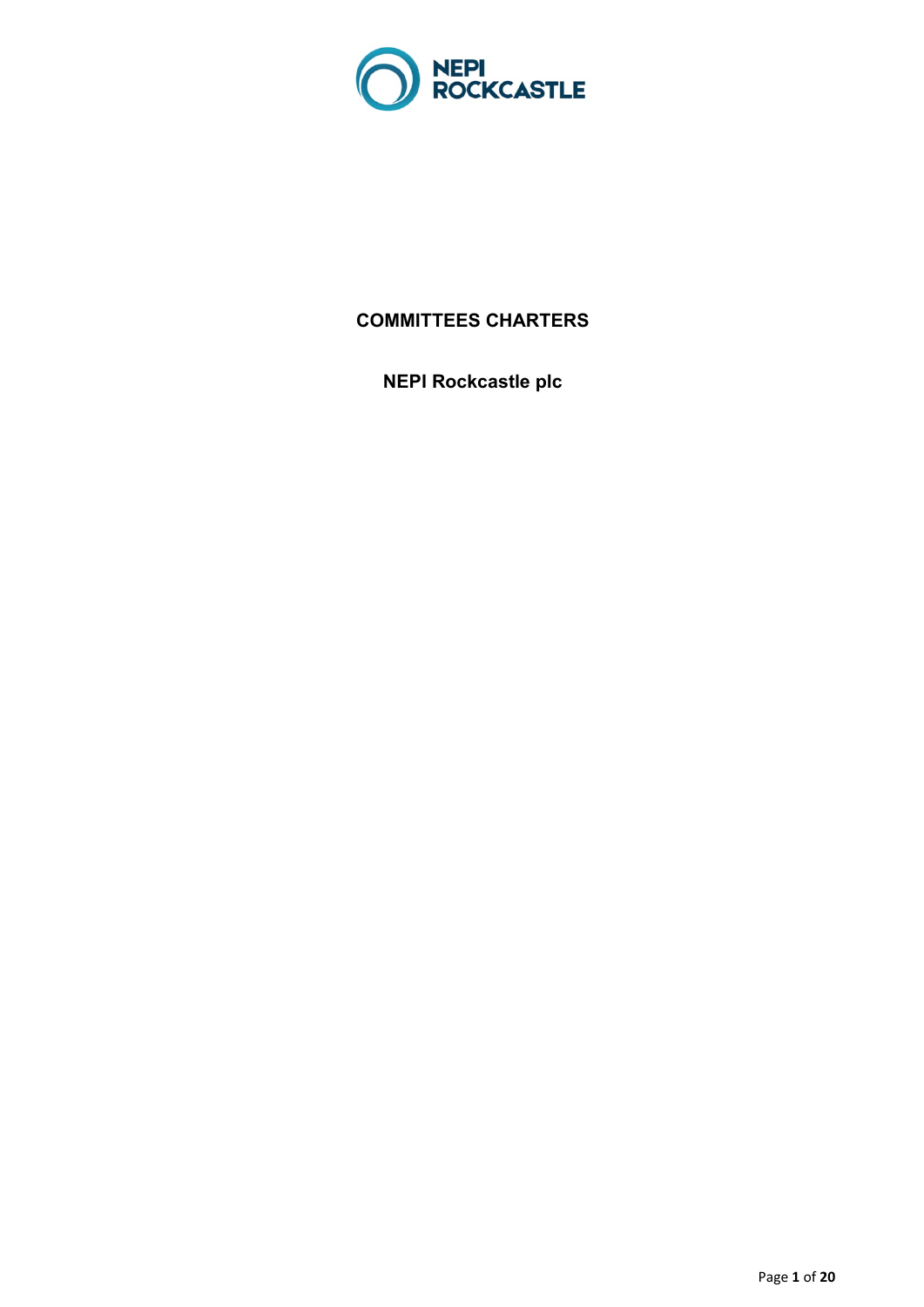# COMMITTEES CHARTERS

## NEPI Rockcastle plc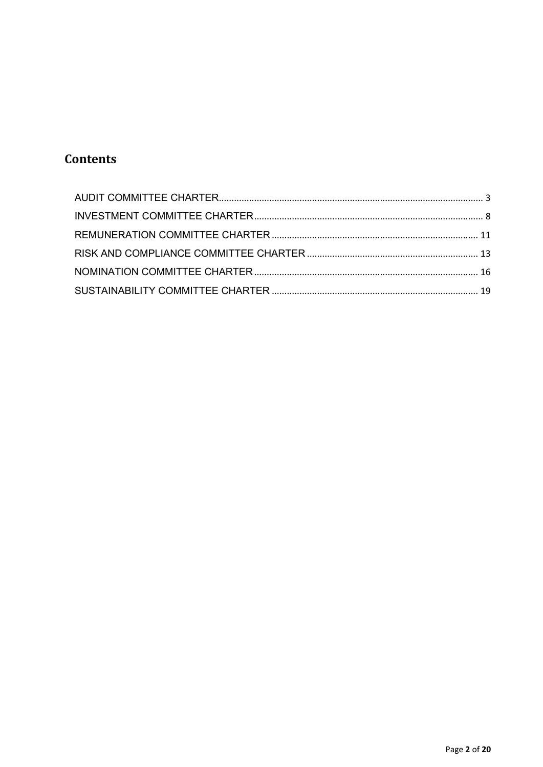## Contents

AUDIT COMMITTEE CHARTER........................................................................................................ 3

INVESTMENT COMMITTEE CHARTER.......................................................................................... 8

REMUNERATION COMMITTEE CHARTER ................................................................................. 11

RISK AND COMPLIANCE COMMITTEE CHARTER .................................................................... 13

NOMINATION COMMITTEE CHARTER........................................................................................ 16

SUSTAINABILITY COMMITTEE CHARTER .................................................................................. 19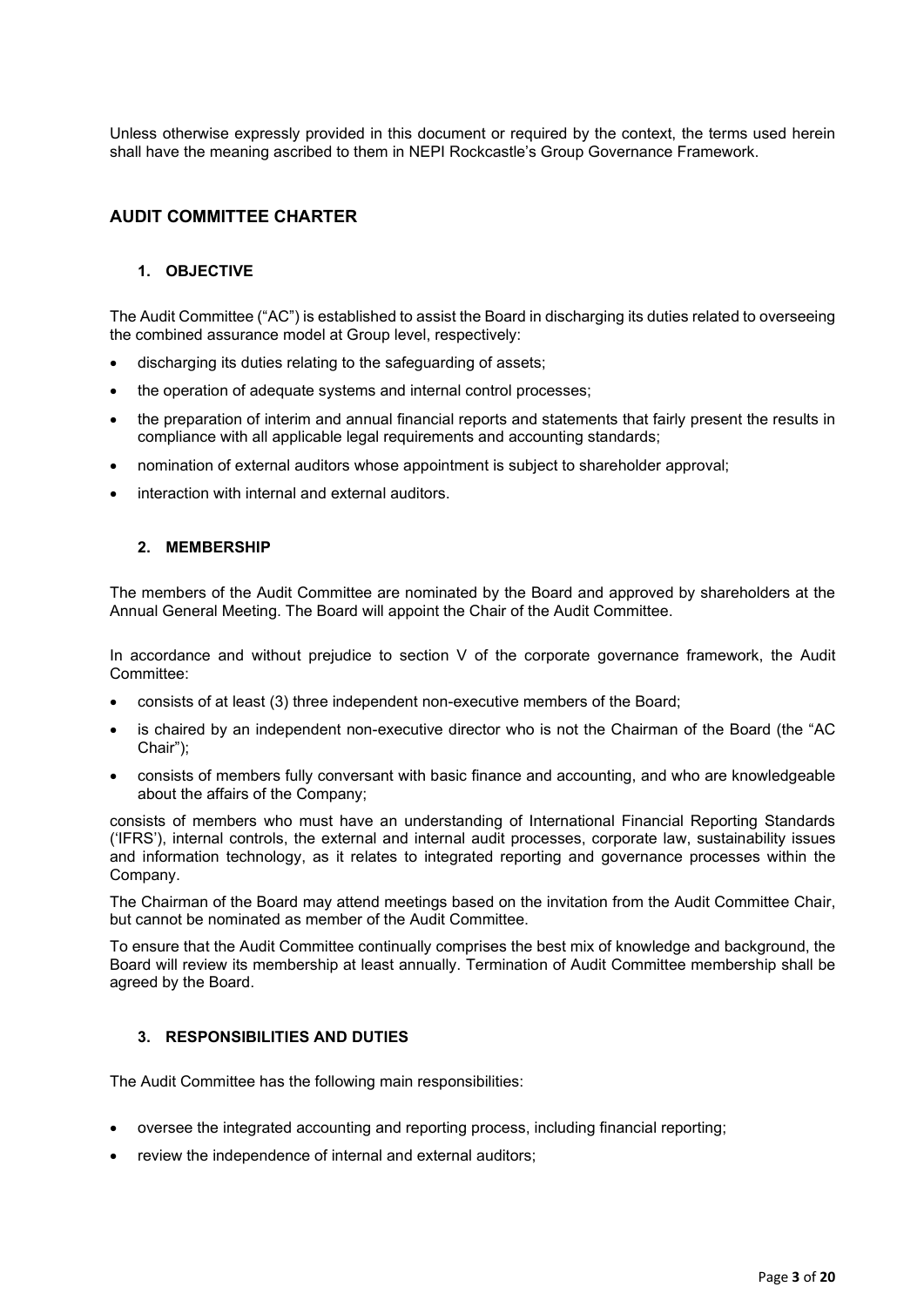Unless otherwise expressly provided in this document or required by the context, the terms used herein shall have the meaning ascribed to them in NEPI Rockcastle's Group Governance Framework.

## AUDIT COMMITTEE CHARTER

### 1. OBJECTIVE

The Audit Committee ("AC") is established to assist the Board in discharging its duties related to overseeing the combined assurance model at Group level, respectively:

- discharging its duties relating to the safeguarding of assets;
- the operation of adequate systems and internal control processes;
- the preparation of interim and annual financial reports and statements that fairly present the results in compliance with all applicable legal requirements and accounting standards;
- nomination of external auditors whose appointment is subject to shareholder approval;
- interaction with internal and external auditors.

### 2. MEMBERSHIP

The members of the Audit Committee are nominated by the Board and approved by shareholders at the Annual General Meeting. The Board will appoint the Chair of the Audit Committee.

In accordance and without prejudice to section V of the corporate governance framework, the Audit Committee:

- consists of at least (3) three independent non-executive members of the Board;
- is chaired by an independent non-executive director who is not the Chairman of the Board (the "AC Chair");
- consists of members fully conversant with basic finance and accounting, and who are knowledgeable about the affairs of the Company;

consists of members who must have an understanding of International Financial Reporting Standards ('IFRS'), internal controls, the external and internal audit processes, corporate law, sustainability issues and information technology, as it relates to integrated reporting and governance processes within the Company.

The Chairman of the Board may attend meetings based on the invitation from the Audit Committee Chair, but cannot be nominated as member of the Audit Committee.

To ensure that the Audit Committee continually comprises the best mix of knowledge and background, the Board will review its membership at least annually. Termination of Audit Committee membership shall be agreed by the Board.

### 3. RESPONSIBILITIES AND DUTIES

The Audit Committee has the following main responsibilities:

- oversee the integrated accounting and reporting process, including financial reporting;
- review the independence of internal and external auditors;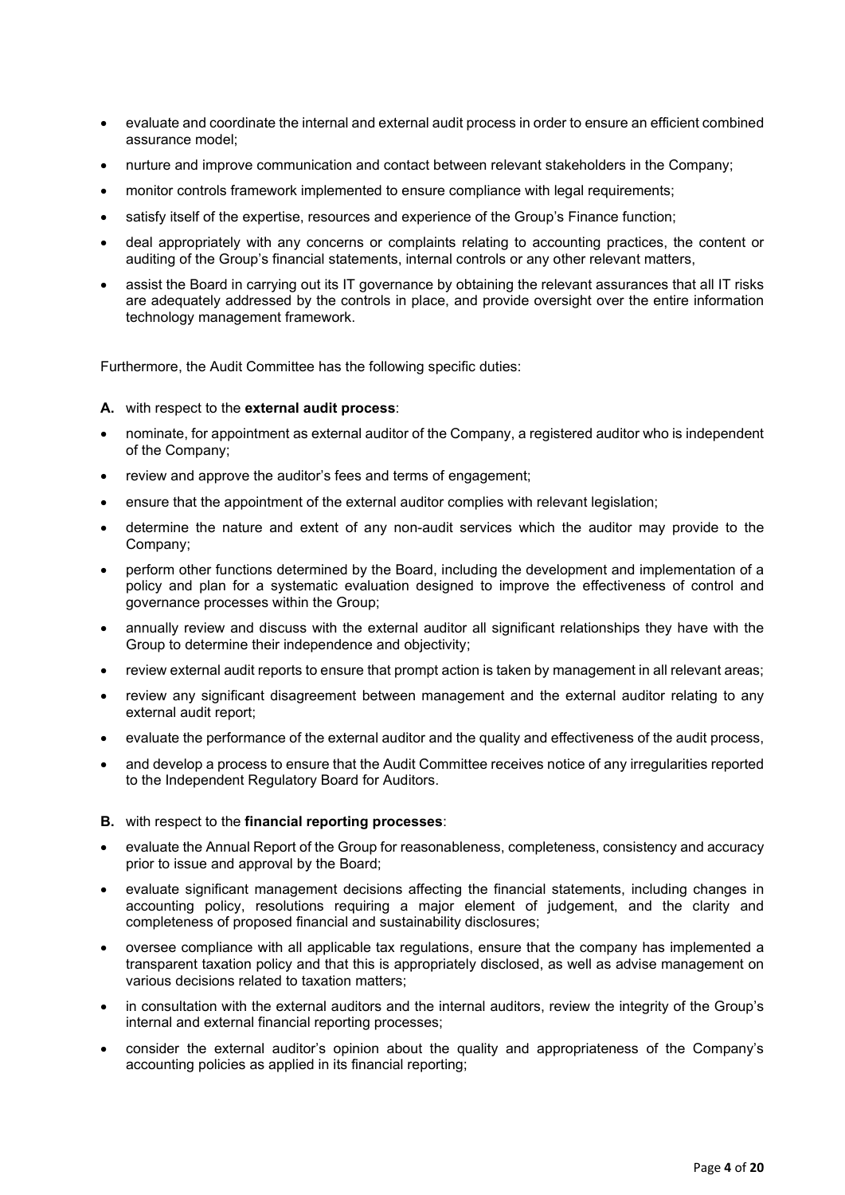- evaluate and coordinate the internal and external audit process in order to ensure an efficient combined assurance model;
- nurture and improve communication and contact between relevant stakeholders in the Company;
- monitor controls framework implemented to ensure compliance with legal requirements;
- satisfy itself of the expertise, resources and experience of the Group's Finance function;
- deal appropriately with any concerns or complaints relating to accounting practices, the content or auditing of the Group's financial statements, internal controls or any other relevant matters,
- assist the Board in carrying out its IT governance by obtaining the relevant assurances that all IT risks are adequately addressed by the controls in place, and provide oversight over the entire information technology management framework.

Furthermore, the Audit Committee has the following specific duties:

**A.** with respect to the **external audit process**:

- nominate, for appointment as external auditor of the Company, a registered auditor who is independent of the Company;
- review and approve the auditor's fees and terms of engagement;
- ensure that the appointment of the external auditor complies with relevant legislation;
- determine the nature and extent of any non-audit services which the auditor may provide to the Company;
- perform other functions determined by the Board, including the development and implementation of a policy and plan for a systematic evaluation designed to improve the effectiveness of control and governance processes within the Group;
- annually review and discuss with the external auditor all significant relationships they have with the Group to determine their independence and objectivity;
- review external audit reports to ensure that prompt action is taken by management in all relevant areas;
- review any significant disagreement between management and the external auditor relating to any external audit report;
- evaluate the performance of the external auditor and the quality and effectiveness of the audit process,
- and develop a process to ensure that the Audit Committee receives notice of any irregularities reported to the Independent Regulatory Board for Auditors.

**B.** with respect to the **financial reporting processes**:

- evaluate the Annual Report of the Group for reasonableness, completeness, consistency and accuracy prior to issue and approval by the Board;
- evaluate significant management decisions affecting the financial statements, including changes in accounting policy, resolutions requiring a major element of judgement, and the clarity and completeness of proposed financial and sustainability disclosures;
- oversee compliance with all applicable tax regulations, ensure that the company has implemented a transparent taxation policy and that this is appropriately disclosed, as well as advise management on various decisions related to taxation matters;
- in consultation with the external auditors and the internal auditors, review the integrity of the Group's internal and external financial reporting processes;
- consider the external auditor's opinion about the quality and appropriateness of the Company's accounting policies as applied in its financial reporting;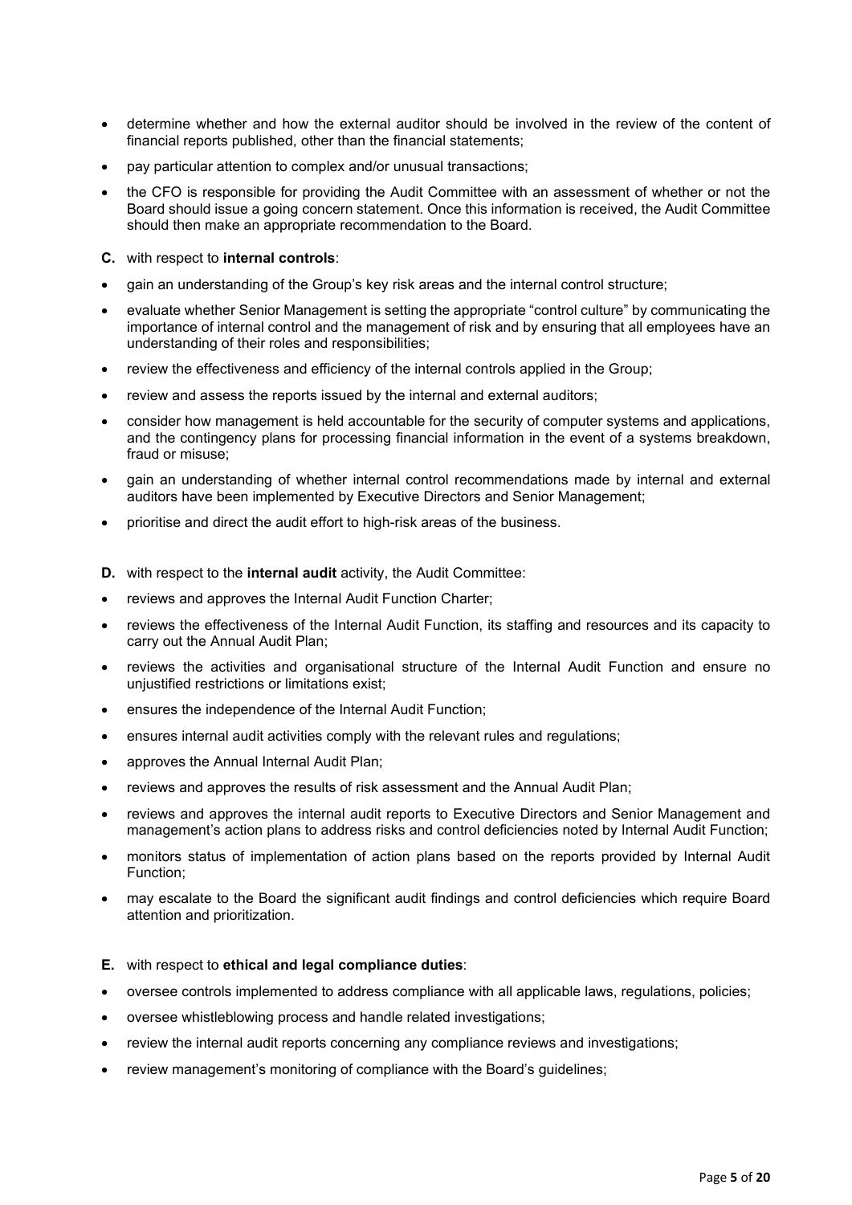- determine whether and how the external auditor should be involved in the review of the content of financial reports published, other than the financial statements;
- pay particular attention to complex and/or unusual transactions;
- the CFO is responsible for providing the Audit Committee with an assessment of whether or not the Board should issue a going concern statement. Once this information is received, the Audit Committee should then make an appropriate recommendation to the Board.

**C.** with respect to **internal controls**:

- gain an understanding of the Group's key risk areas and the internal control structure;
- evaluate whether Senior Management is setting the appropriate "control culture" by communicating the importance of internal control and the management of risk and by ensuring that all employees have an understanding of their roles and responsibilities;
- review the effectiveness and efficiency of the internal controls applied in the Group;
- review and assess the reports issued by the internal and external auditors;
- consider how management is held accountable for the security of computer systems and applications, and the contingency plans for processing financial information in the event of a systems breakdown, fraud or misuse;
- gain an understanding of whether internal control recommendations made by internal and external auditors have been implemented by Executive Directors and Senior Management;
- prioritise and direct the audit effort to high-risk areas of the business.

**D.** with respect to the **internal audit** activity, the Audit Committee:

- reviews and approves the Internal Audit Function Charter;
- reviews the effectiveness of the Internal Audit Function, its staffing and resources and its capacity to carry out the Annual Audit Plan;
- reviews the activities and organisational structure of the Internal Audit Function and ensure no unjustified restrictions or limitations exist;
- ensures the independence of the Internal Audit Function;
- ensures internal audit activities comply with the relevant rules and regulations;
- approves the Annual Internal Audit Plan;
- reviews and approves the results of risk assessment and the Annual Audit Plan;
- reviews and approves the internal audit reports to Executive Directors and Senior Management and management's action plans to address risks and control deficiencies noted by Internal Audit Function;
- monitors status of implementation of action plans based on the reports provided by Internal Audit Function;
- may escalate to the Board the significant audit findings and control deficiencies which require Board attention and prioritization.

**E.** with respect to **ethical and legal compliance duties**:

- oversee controls implemented to address compliance with all applicable laws, regulations, policies;
- oversee whistleblowing process and handle related investigations;
- review the internal audit reports concerning any compliance reviews and investigations;
- review management's monitoring of compliance with the Board's guidelines;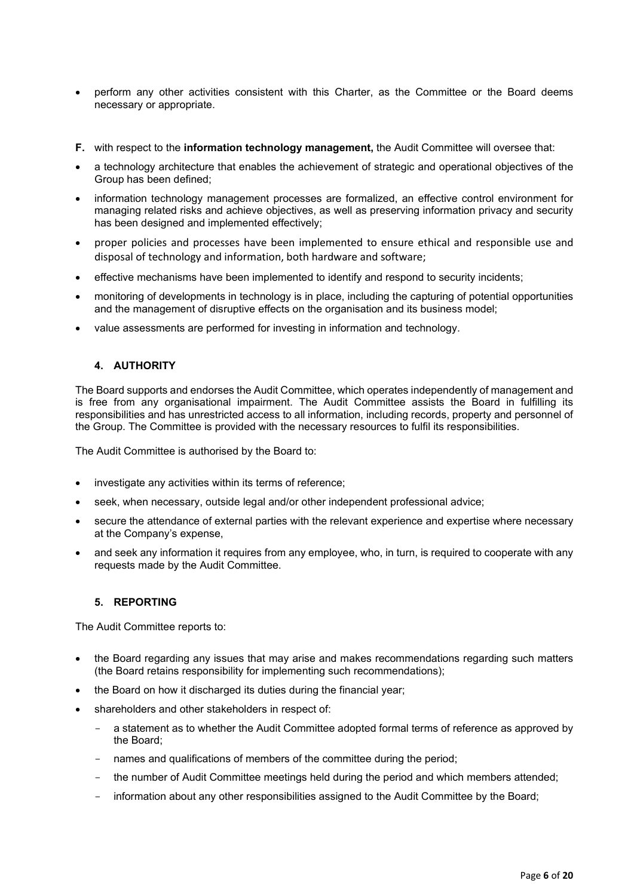- perform any other activities consistent with this Charter, as the Committee or the Board deems necessary or appropriate.

**F.** with respect to the **information technology management,** the Audit Committee will oversee that:

- a technology architecture that enables the achievement of strategic and operational objectives of the Group has been defined;
- information technology management processes are formalized, an effective control environment for managing related risks and achieve objectives, as well as preserving information privacy and security has been designed and implemented effectively;
- proper policies and processes have been implemented to ensure ethical and responsible use and disposal of technology and information, both hardware and software;
- effective mechanisms have been implemented to identify and respond to security incidents;
- monitoring of developments in technology is in place, including the capturing of potential opportunities and the management of disruptive effects on the organisation and its business model;
- value assessments are performed for investing in information and technology.

## 4. AUTHORITY

The Board supports and endorses the Audit Committee, which operates independently of management and is free from any organisational impairment. The Audit Committee assists the Board in fulfilling its responsibilities and has unrestricted access to all information, including records, property and personnel of the Group. The Committee is provided with the necessary resources to fulfil its responsibilities.

The Audit Committee is authorised by the Board to:

- investigate any activities within its terms of reference;
- seek, when necessary, outside legal and/or other independent professional advice;
- secure the attendance of external parties with the relevant experience and expertise where necessary at the Company's expense,
- and seek any information it requires from any employee, who, in turn, is required to cooperate with any requests made by the Audit Committee.

## 5. REPORTING

The Audit Committee reports to:

- the Board regarding any issues that may arise and makes recommendations regarding such matters (the Board retains responsibility for implementing such recommendations);
- the Board on how it discharged its duties during the financial year;
- shareholders and other stakeholders in respect of:
  - a statement as to whether the Audit Committee adopted formal terms of reference as approved by the Board;
  - names and qualifications of members of the committee during the period;
  - the number of Audit Committee meetings held during the period and which members attended;
  - information about any other responsibilities assigned to the Audit Committee by the Board;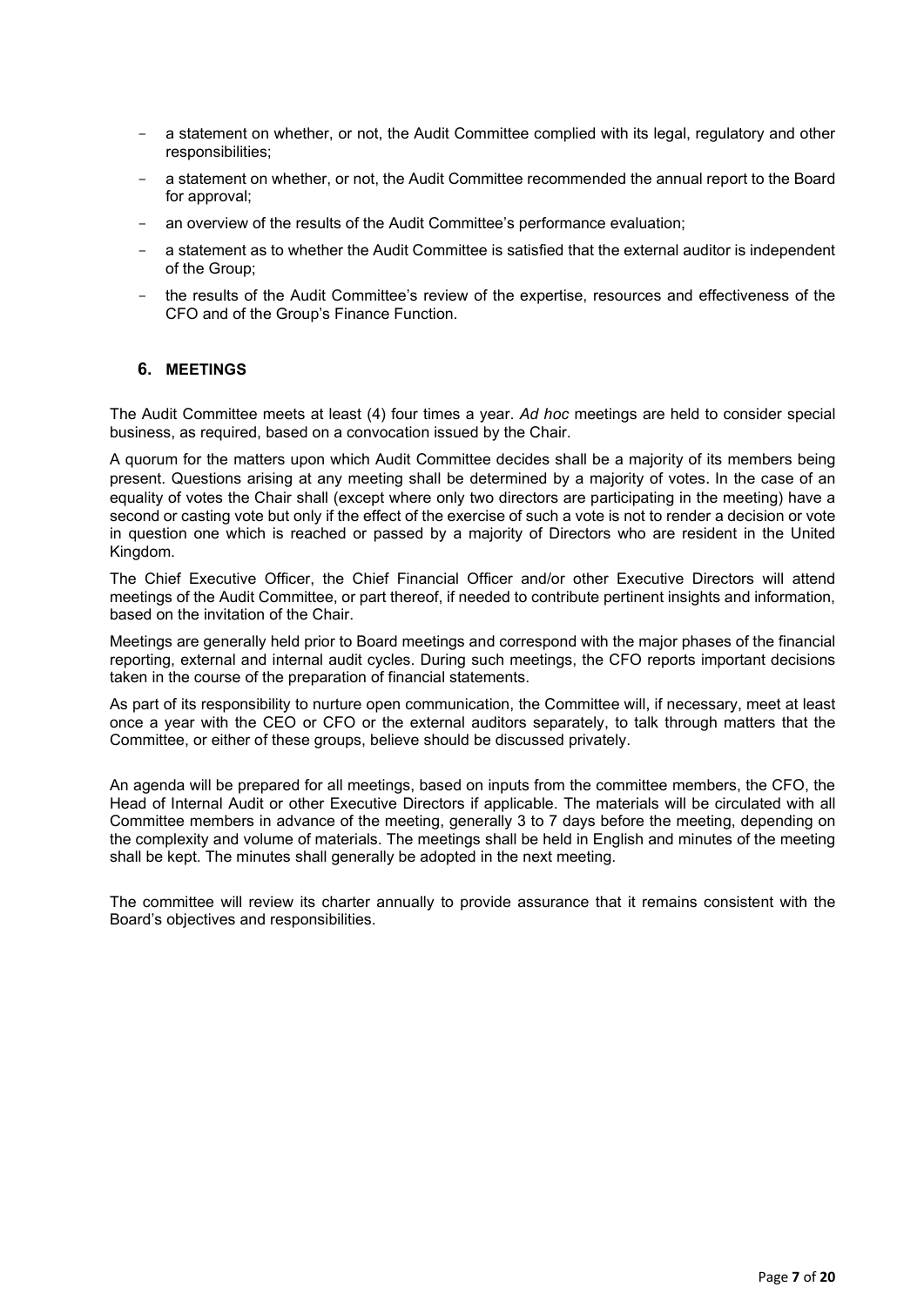- a statement on whether, or not, the Audit Committee complied with its legal, regulatory and other responsibilities;
- a statement on whether, or not, the Audit Committee recommended the annual report to the Board for approval;
- an overview of the results of the Audit Committee's performance evaluation;
- a statement as to whether the Audit Committee is satisfied that the external auditor is independent of the Group;
- the results of the Audit Committee's review of the expertise, resources and effectiveness of the CFO and of the Group's Finance Function.

## 6. MEETINGS

The Audit Committee meets at least (4) four times a year. *Ad hoc* meetings are held to consider special business, as required, based on a convocation issued by the Chair.

A quorum for the matters upon which Audit Committee decides shall be a majority of its members being present. Questions arising at any meeting shall be determined by a majority of votes. In the case of an equality of votes the Chair shall (except where only two directors are participating in the meeting) have a second or casting vote but only if the effect of the exercise of such a vote is not to render a decision or vote in question one which is reached or passed by a majority of Directors who are resident in the United Kingdom.

The Chief Executive Officer, the Chief Financial Officer and/or other Executive Directors will attend meetings of the Audit Committee, or part thereof, if needed to contribute pertinent insights and information, based on the invitation of the Chair.

Meetings are generally held prior to Board meetings and correspond with the major phases of the financial reporting, external and internal audit cycles. During such meetings, the CFO reports important decisions taken in the course of the preparation of financial statements.

As part of its responsibility to nurture open communication, the Committee will, if necessary, meet at least once a year with the CEO or CFO or the external auditors separately, to talk through matters that the Committee, or either of these groups, believe should be discussed privately.

An agenda will be prepared for all meetings, based on inputs from the committee members, the CFO, the Head of Internal Audit or other Executive Directors if applicable. The materials will be circulated with all Committee members in advance of the meeting, generally 3 to 7 days before the meeting, depending on the complexity and volume of materials. The meetings shall be held in English and minutes of the meeting shall be kept. The minutes shall generally be adopted in the next meeting.

The committee will review its charter annually to provide assurance that it remains consistent with the Board's objectives and responsibilities.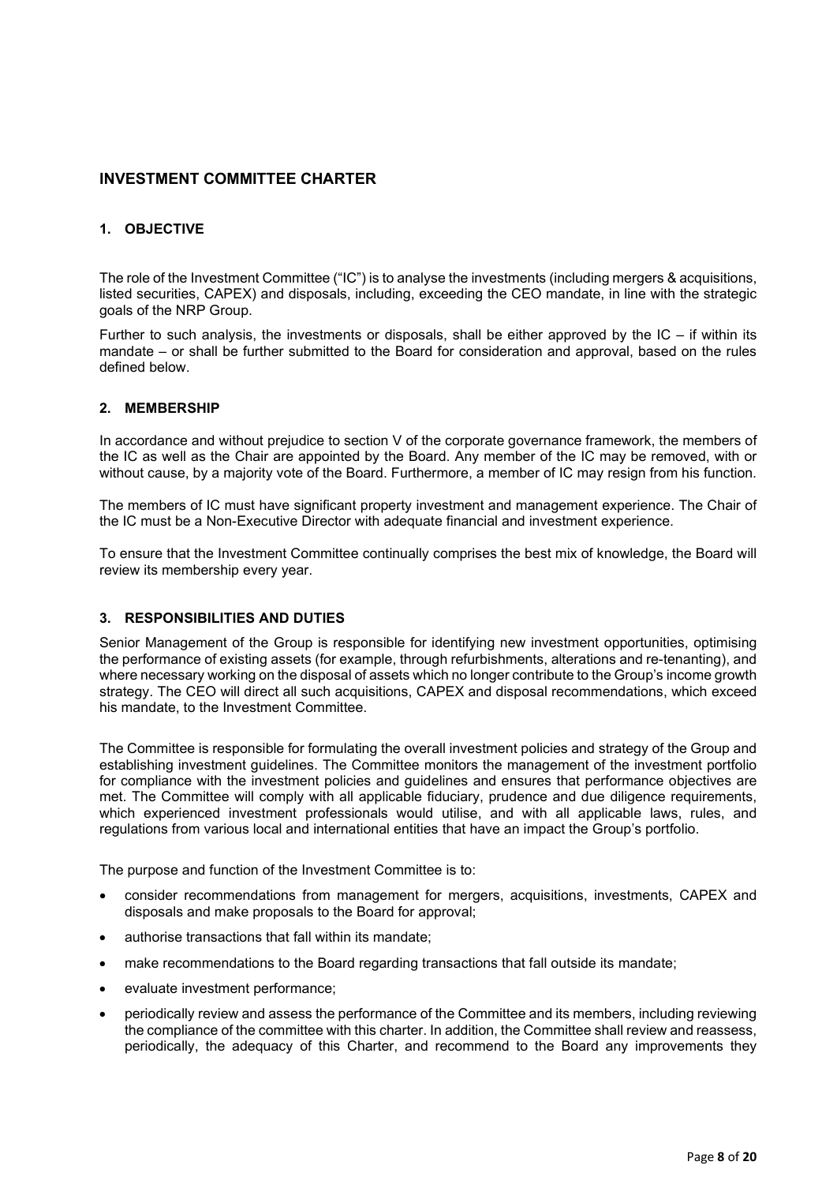## INVESTMENT COMMITTEE CHARTER

### 1. OBJECTIVE

The role of the Investment Committee ("IC") is to analyse the investments (including mergers & acquisitions, listed securities, CAPEX) and disposals, including, exceeding the CEO mandate, in line with the strategic goals of the NRP Group.

Further to such analysis, the investments or disposals, shall be either approved by the IC – if within its mandate – or shall be further submitted to the Board for consideration and approval, based on the rules defined below.

### 2. MEMBERSHIP

In accordance and without prejudice to section V of the corporate governance framework, the members of the IC as well as the Chair are appointed by the Board. Any member of the IC may be removed, with or without cause, by a majority vote of the Board. Furthermore, a member of IC may resign from his function.

The members of IC must have significant property investment and management experience. The Chair of the IC must be a Non-Executive Director with adequate financial and investment experience.

To ensure that the Investment Committee continually comprises the best mix of knowledge, the Board will review its membership every year.

### 3. RESPONSIBILITIES AND DUTIES

Senior Management of the Group is responsible for identifying new investment opportunities, optimising the performance of existing assets (for example, through refurbishments, alterations and re-tenanting), and where necessary working on the disposal of assets which no longer contribute to the Group's income growth strategy. The CEO will direct all such acquisitions, CAPEX and disposal recommendations, which exceed his mandate, to the Investment Committee.

The Committee is responsible for formulating the overall investment policies and strategy of the Group and establishing investment guidelines. The Committee monitors the management of the investment portfolio for compliance with the investment policies and guidelines and ensures that performance objectives are met. The Committee will comply with all applicable fiduciary, prudence and due diligence requirements, which experienced investment professionals would utilise, and with all applicable laws, rules, and regulations from various local and international entities that have an impact the Group's portfolio.

The purpose and function of the Investment Committee is to:

- consider recommendations from management for mergers, acquisitions, investments, CAPEX and disposals and make proposals to the Board for approval;
- authorise transactions that fall within its mandate;
- make recommendations to the Board regarding transactions that fall outside its mandate;
- evaluate investment performance;
- periodically review and assess the performance of the Committee and its members, including reviewing the compliance of the committee with this charter. In addition, the Committee shall review and reassess, periodically, the adequacy of this Charter, and recommend to the Board any improvements they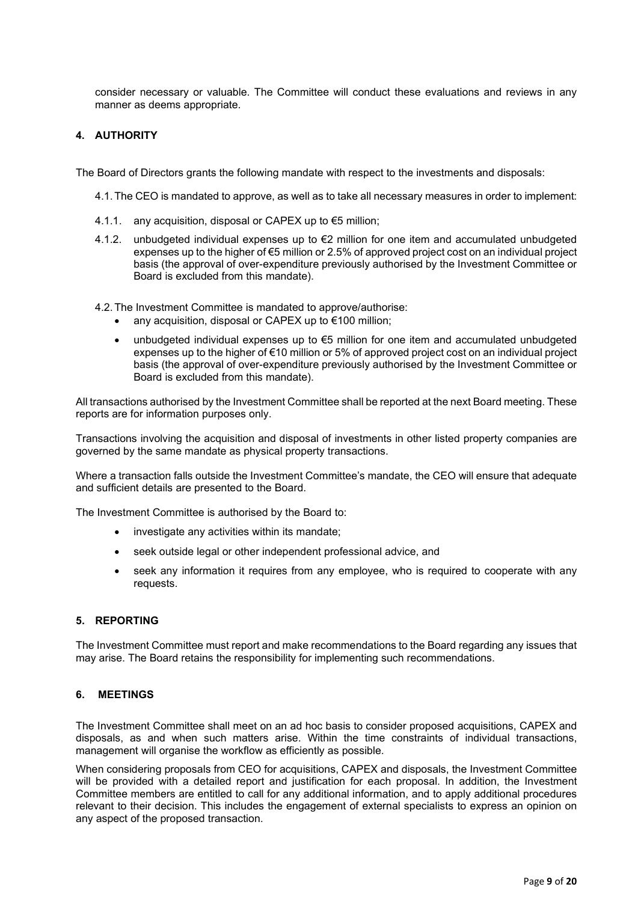consider necessary or valuable. The Committee will conduct these evaluations and reviews in any manner as deems appropriate.

## 4. AUTHORITY

The Board of Directors grants the following mandate with respect to the investments and disposals:

4.1. The CEO is mandated to approve, as well as to take all necessary measures in order to implement:

4.1.1. any acquisition, disposal or CAPEX up to €5 million;

4.1.2. unbudgeted individual expenses up to €2 million for one item and accumulated unbudgeted expenses up to the higher of €5 million or 2.5% of approved project cost on an individual project basis (the approval of over-expenditure previously authorised by the Investment Committee or Board is excluded from this mandate).

4.2. The Investment Committee is mandated to approve/authorise:

- any acquisition, disposal or CAPEX up to €100 million;
- unbudgeted individual expenses up to €5 million for one item and accumulated unbudgeted expenses up to the higher of €10 million or 5% of approved project cost on an individual project basis (the approval of over-expenditure previously authorised by the Investment Committee or Board is excluded from this mandate).

All transactions authorised by the Investment Committee shall be reported at the next Board meeting. These reports are for information purposes only.

Transactions involving the acquisition and disposal of investments in other listed property companies are governed by the same mandate as physical property transactions.

Where a transaction falls outside the Investment Committee's mandate, the CEO will ensure that adequate and sufficient details are presented to the Board.

The Investment Committee is authorised by the Board to:

- investigate any activities within its mandate;
- seek outside legal or other independent professional advice, and
- seek any information it requires from any employee, who is required to cooperate with any requests.

## 5. REPORTING

The Investment Committee must report and make recommendations to the Board regarding any issues that may arise. The Board retains the responsibility for implementing such recommendations.

## 6. MEETINGS

The Investment Committee shall meet on an ad hoc basis to consider proposed acquisitions, CAPEX and disposals, as and when such matters arise. Within the time constraints of individual transactions, management will organise the workflow as efficiently as possible.

When considering proposals from CEO for acquisitions, CAPEX and disposals, the Investment Committee will be provided with a detailed report and justification for each proposal. In addition, the Investment Committee members are entitled to call for any additional information, and to apply additional procedures relevant to their decision. This includes the engagement of external specialists to express an opinion on any aspect of the proposed transaction.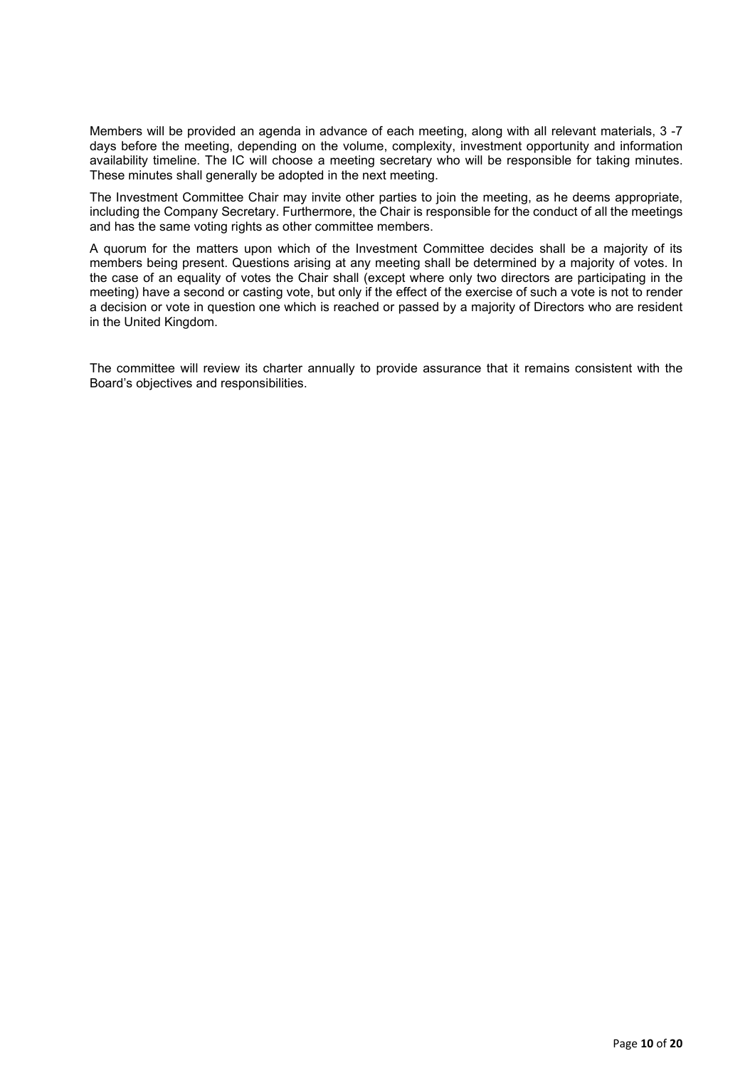Members will be provided an agenda in advance of each meeting, along with all relevant materials, 3 -7 days before the meeting, depending on the volume, complexity, investment opportunity and information availability timeline. The IC will choose a meeting secretary who will be responsible for taking minutes. These minutes shall generally be adopted in the next meeting.

The Investment Committee Chair may invite other parties to join the meeting, as he deems appropriate, including the Company Secretary. Furthermore, the Chair is responsible for the conduct of all the meetings and has the same voting rights as other committee members.

A quorum for the matters upon which of the Investment Committee decides shall be a majority of its members being present. Questions arising at any meeting shall be determined by a majority of votes. In the case of an equality of votes the Chair shall (except where only two directors are participating in the meeting) have a second or casting vote, but only if the effect of the exercise of such a vote is not to render a decision or vote in question one which is reached or passed by a majority of Directors who are resident in the United Kingdom.

The committee will review its charter annually to provide assurance that it remains consistent with the Board's objectives and responsibilities.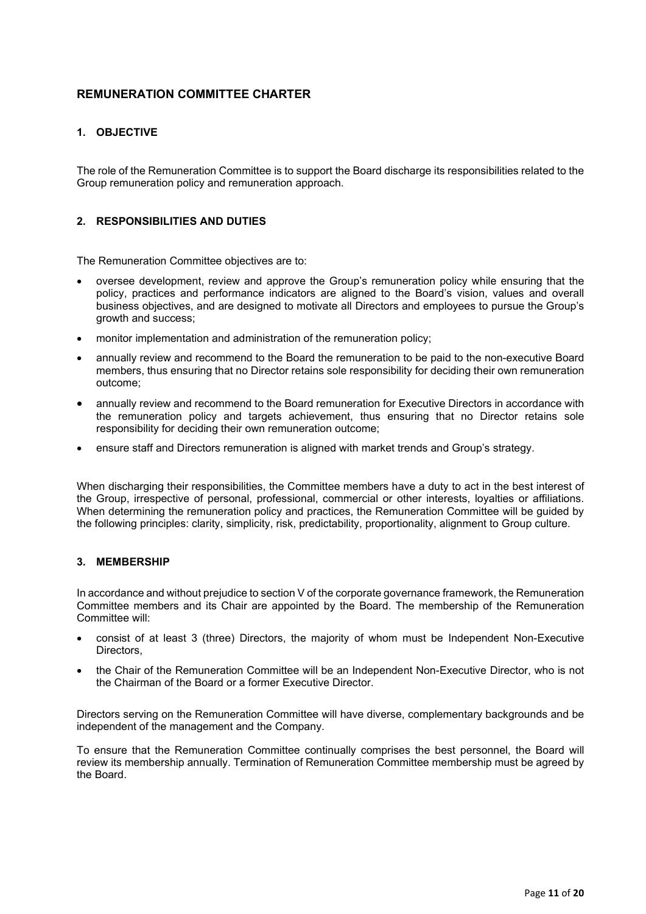# REMUNERATION COMMITTEE CHARTER

## 1. OBJECTIVE

The role of the Remuneration Committee is to support the Board discharge its responsibilities related to the Group remuneration policy and remuneration approach.

## 2. RESPONSIBILITIES AND DUTIES

The Remuneration Committee objectives are to:

- oversee development, review and approve the Group's remuneration policy while ensuring that the policy, practices and performance indicators are aligned to the Board's vision, values and overall business objectives, and are designed to motivate all Directors and employees to pursue the Group's growth and success;
- monitor implementation and administration of the remuneration policy;
- annually review and recommend to the Board the remuneration to be paid to the non-executive Board members, thus ensuring that no Director retains sole responsibility for deciding their own remuneration outcome;
- annually review and recommend to the Board remuneration for Executive Directors in accordance with the remuneration policy and targets achievement, thus ensuring that no Director retains sole responsibility for deciding their own remuneration outcome;
- ensure staff and Directors remuneration is aligned with market trends and Group's strategy.

When discharging their responsibilities, the Committee members have a duty to act in the best interest of the Group, irrespective of personal, professional, commercial or other interests, loyalties or affiliations. When determining the remuneration policy and practices, the Remuneration Committee will be guided by the following principles: clarity, simplicity, risk, predictability, proportionality, alignment to Group culture.

## 3. MEMBERSHIP

In accordance and without prejudice to section V of the corporate governance framework, the Remuneration Committee members and its Chair are appointed by the Board. The membership of the Remuneration Committee will:

- consist of at least 3 (three) Directors, the majority of whom must be Independent Non-Executive Directors,
- the Chair of the Remuneration Committee will be an Independent Non-Executive Director, who is not the Chairman of the Board or a former Executive Director.

Directors serving on the Remuneration Committee will have diverse, complementary backgrounds and be independent of the management and the Company.

To ensure that the Remuneration Committee continually comprises the best personnel, the Board will review its membership annually. Termination of Remuneration Committee membership must be agreed by the Board.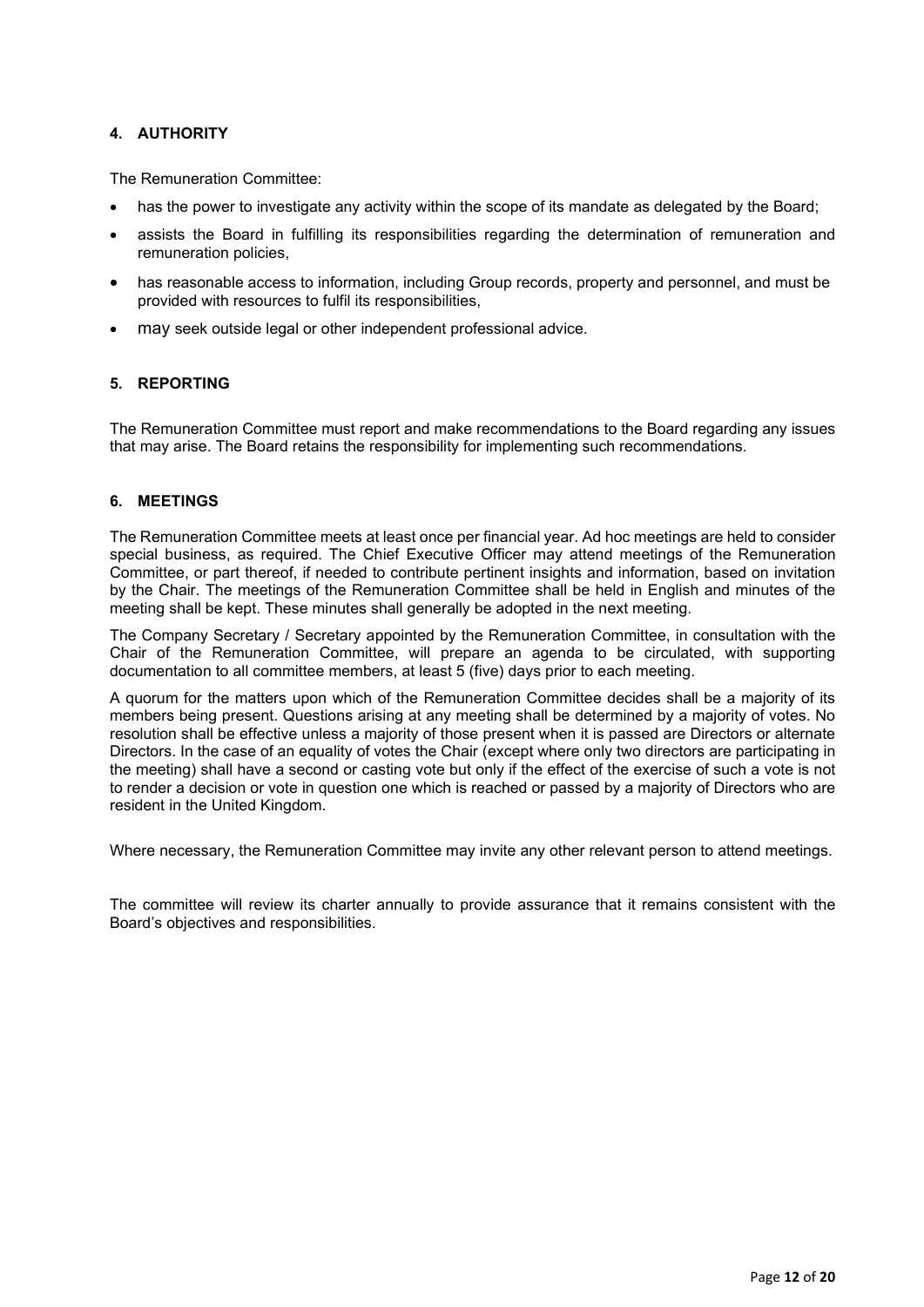## 4. AUTHORITY

The Remuneration Committee:

- has the power to investigate any activity within the scope of its mandate as delegated by the Board;
- assists the Board in fulfilling its responsibilities regarding the determination of remuneration and remuneration policies,
- has reasonable access to information, including Group records, property and personnel, and must be provided with resources to fulfil its responsibilities,
- may seek outside legal or other independent professional advice.

## 5. REPORTING

The Remuneration Committee must report and make recommendations to the Board regarding any issues that may arise. The Board retains the responsibility for implementing such recommendations.

## 6. MEETINGS

The Remuneration Committee meets at least once per financial year. Ad hoc meetings are held to consider special business, as required. The Chief Executive Officer may attend meetings of the Remuneration Committee, or part thereof, if needed to contribute pertinent insights and information, based on invitation by the Chair. The meetings of the Remuneration Committee shall be held in English and minutes of the meeting shall be kept. These minutes shall generally be adopted in the next meeting.

The Company Secretary / Secretary appointed by the Remuneration Committee, in consultation with the Chair of the Remuneration Committee, will prepare an agenda to be circulated, with supporting documentation to all committee members, at least 5 (five) days prior to each meeting.

A quorum for the matters upon which of the Remuneration Committee decides shall be a majority of its members being present. Questions arising at any meeting shall be determined by a majority of votes. No resolution shall be effective unless a majority of those present when it is passed are Directors or alternate Directors. In the case of an equality of votes the Chair (except where only two directors are participating in the meeting) shall have a second or casting vote but only if the effect of the exercise of such a vote is not to render a decision or vote in question one which is reached or passed by a majority of Directors who are resident in the United Kingdom.

Where necessary, the Remuneration Committee may invite any other relevant person to attend meetings.

The committee will review its charter annually to provide assurance that it remains consistent with the Board's objectives and responsibilities.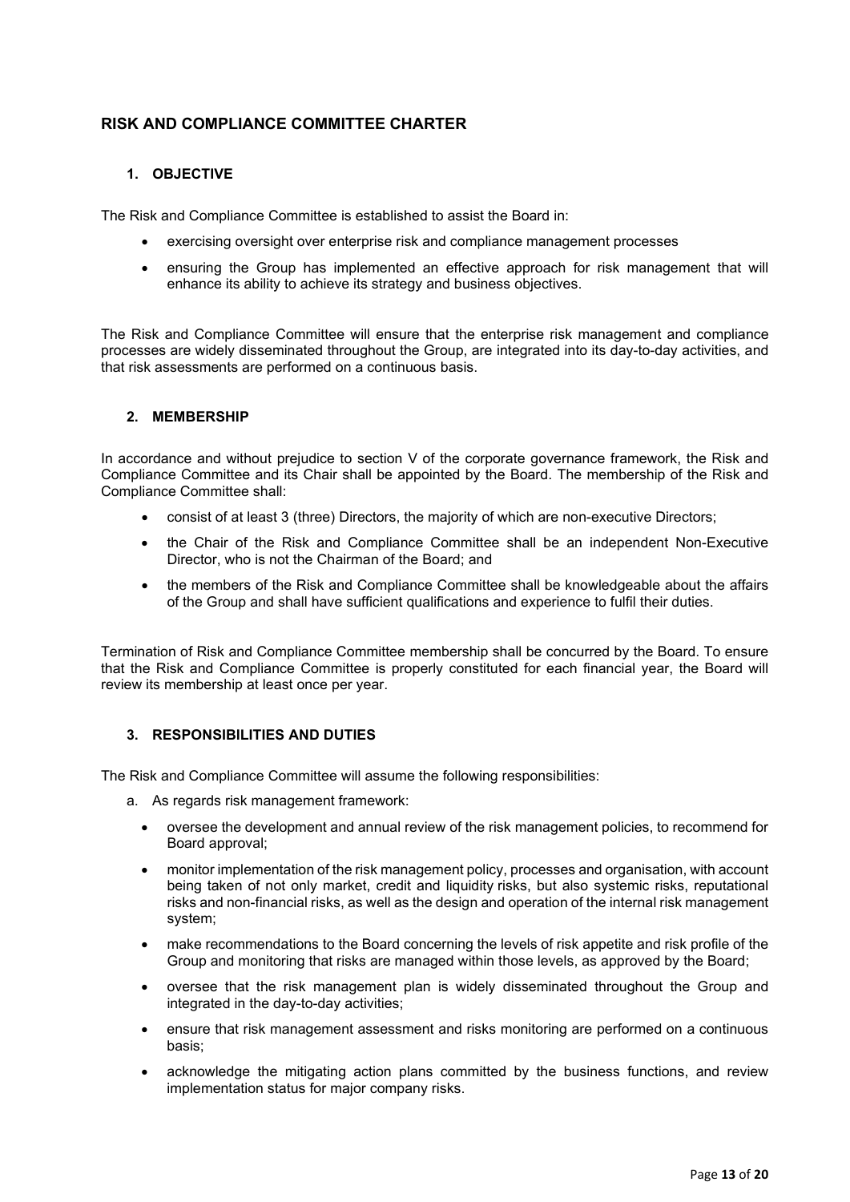# RISK AND COMPLIANCE COMMITTEE CHARTER

## 1. OBJECTIVE

The Risk and Compliance Committee is established to assist the Board in:

- exercising oversight over enterprise risk and compliance management processes
- ensuring the Group has implemented an effective approach for risk management that will enhance its ability to achieve its strategy and business objectives.

The Risk and Compliance Committee will ensure that the enterprise risk management and compliance processes are widely disseminated throughout the Group, are integrated into its day-to-day activities, and that risk assessments are performed on a continuous basis.

## 2. MEMBERSHIP

In accordance and without prejudice to section V of the corporate governance framework, the Risk and Compliance Committee and its Chair shall be appointed by the Board. The membership of the Risk and Compliance Committee shall:

- consist of at least 3 (three) Directors, the majority of which are non-executive Directors;
- the Chair of the Risk and Compliance Committee shall be an independent Non-Executive Director, who is not the Chairman of the Board; and
- the members of the Risk and Compliance Committee shall be knowledgeable about the affairs of the Group and shall have sufficient qualifications and experience to fulfil their duties.

Termination of Risk and Compliance Committee membership shall be concurred by the Board. To ensure that the Risk and Compliance Committee is properly constituted for each financial year, the Board will review its membership at least once per year.

## 3. RESPONSIBILITIES AND DUTIES

The Risk and Compliance Committee will assume the following responsibilities:

a. As regards risk management framework:

- oversee the development and annual review of the risk management policies, to recommend for Board approval;
- monitor implementation of the risk management policy, processes and organisation, with account being taken of not only market, credit and liquidity risks, but also systemic risks, reputational risks and non-financial risks, as well as the design and operation of the internal risk management system;
- make recommendations to the Board concerning the levels of risk appetite and risk profile of the Group and monitoring that risks are managed within those levels, as approved by the Board;
- oversee that the risk management plan is widely disseminated throughout the Group and integrated in the day-to-day activities;
- ensure that risk management assessment and risks monitoring are performed on a continuous basis;
- acknowledge the mitigating action plans committed by the business functions, and review implementation status for major company risks.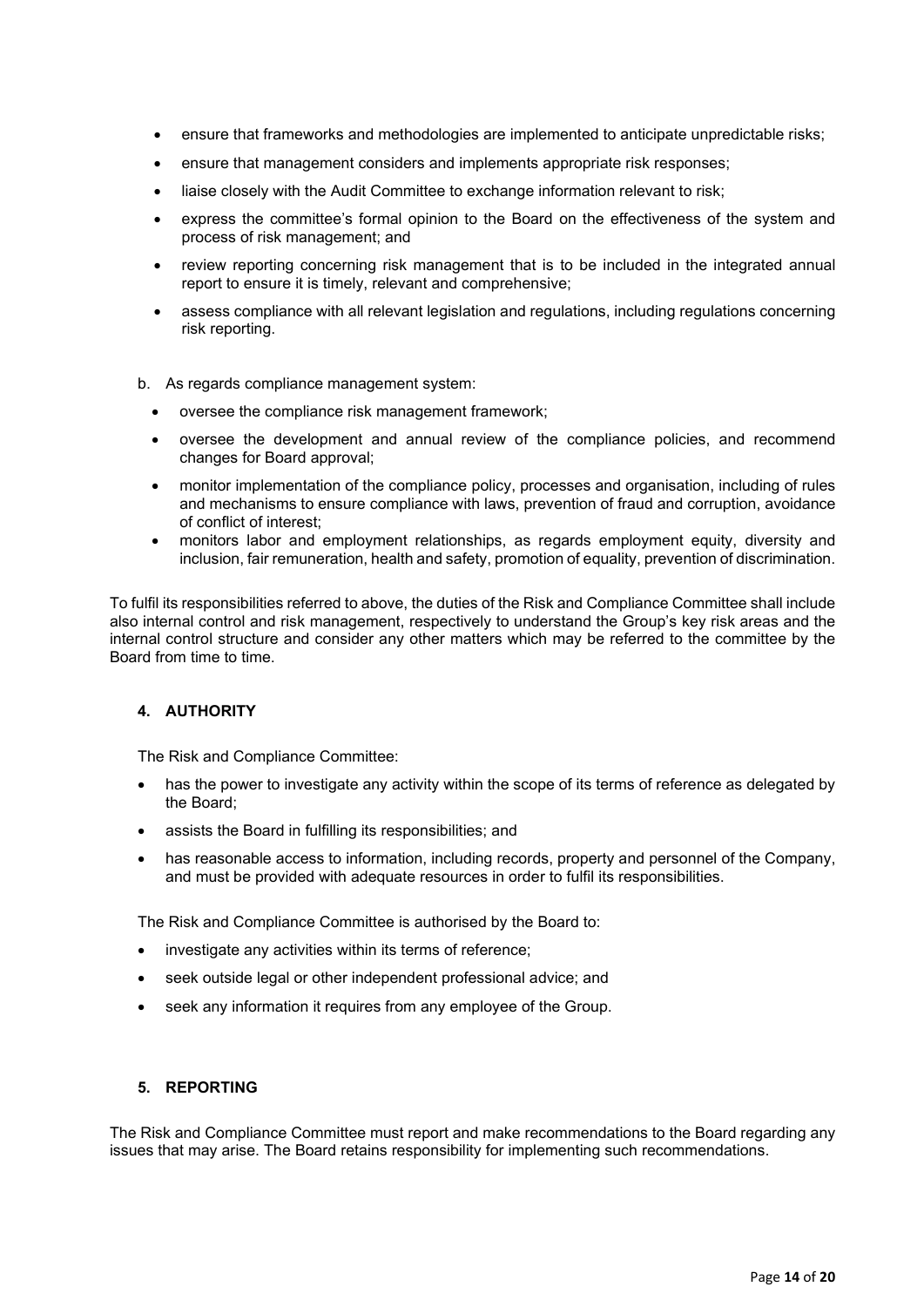- ensure that frameworks and methodologies are implemented to anticipate unpredictable risks;
- ensure that management considers and implements appropriate risk responses;
- liaise closely with the Audit Committee to exchange information relevant to risk;
- express the committee's formal opinion to the Board on the effectiveness of the system and process of risk management; and
- review reporting concerning risk management that is to be included in the integrated annual report to ensure it is timely, relevant and comprehensive;
- assess compliance with all relevant legislation and regulations, including regulations concerning risk reporting.

b. As regards compliance management system:

- oversee the compliance risk management framework;
- oversee the development and annual review of the compliance policies, and recommend changes for Board approval;
- monitor implementation of the compliance policy, processes and organisation, including of rules and mechanisms to ensure compliance with laws, prevention of fraud and corruption, avoidance of conflict of interest;
- monitors labor and employment relationships, as regards employment equity, diversity and inclusion, fair remuneration, health and safety, promotion of equality, prevention of discrimination.

To fulfil its responsibilities referred to above, the duties of the Risk and Compliance Committee shall include also internal control and risk management, respectively to understand the Group's key risk areas and the internal control structure and consider any other matters which may be referred to the committee by the Board from time to time.

#### 4. AUTHORITY

The Risk and Compliance Committee:

- has the power to investigate any activity within the scope of its terms of reference as delegated by the Board;
- assists the Board in fulfilling its responsibilities; and
- has reasonable access to information, including records, property and personnel of the Company, and must be provided with adequate resources in order to fulfil its responsibilities.

The Risk and Compliance Committee is authorised by the Board to:

- investigate any activities within its terms of reference;
- seek outside legal or other independent professional advice; and
- seek any information it requires from any employee of the Group.

#### 5. REPORTING

The Risk and Compliance Committee must report and make recommendations to the Board regarding any issues that may arise. The Board retains responsibility for implementing such recommendations.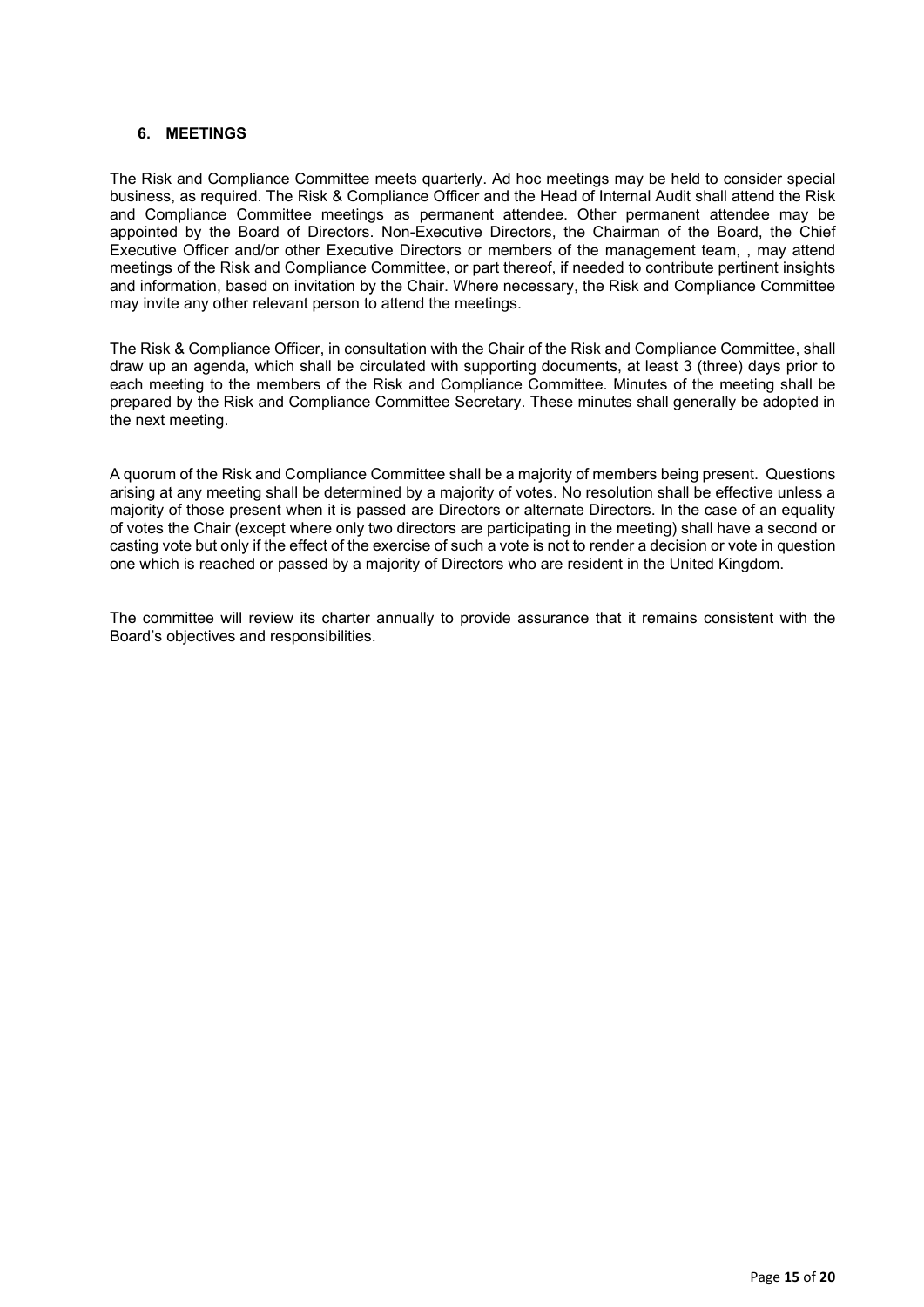## 6. MEETINGS

The Risk and Compliance Committee meets quarterly. Ad hoc meetings may be held to consider special business, as required. The Risk & Compliance Officer and the Head of Internal Audit shall attend the Risk and Compliance Committee meetings as permanent attendee. Other permanent attendee may be appointed by the Board of Directors. Non-Executive Directors, the Chairman of the Board, the Chief Executive Officer and/or other Executive Directors or members of the management team, , may attend meetings of the Risk and Compliance Committee, or part thereof, if needed to contribute pertinent insights and information, based on invitation by the Chair. Where necessary, the Risk and Compliance Committee may invite any other relevant person to attend the meetings.

The Risk & Compliance Officer, in consultation with the Chair of the Risk and Compliance Committee, shall draw up an agenda, which shall be circulated with supporting documents, at least 3 (three) days prior to each meeting to the members of the Risk and Compliance Committee. Minutes of the meeting shall be prepared by the Risk and Compliance Committee Secretary. These minutes shall generally be adopted in the next meeting.

A quorum of the Risk and Compliance Committee shall be a majority of members being present. Questions arising at any meeting shall be determined by a majority of votes. No resolution shall be effective unless a majority of those present when it is passed are Directors or alternate Directors. In the case of an equality of votes the Chair (except where only two directors are participating in the meeting) shall have a second or casting vote but only if the effect of the exercise of such a vote is not to render a decision or vote in question one which is reached or passed by a majority of Directors who are resident in the United Kingdom.

The committee will review its charter annually to provide assurance that it remains consistent with the Board's objectives and responsibilities.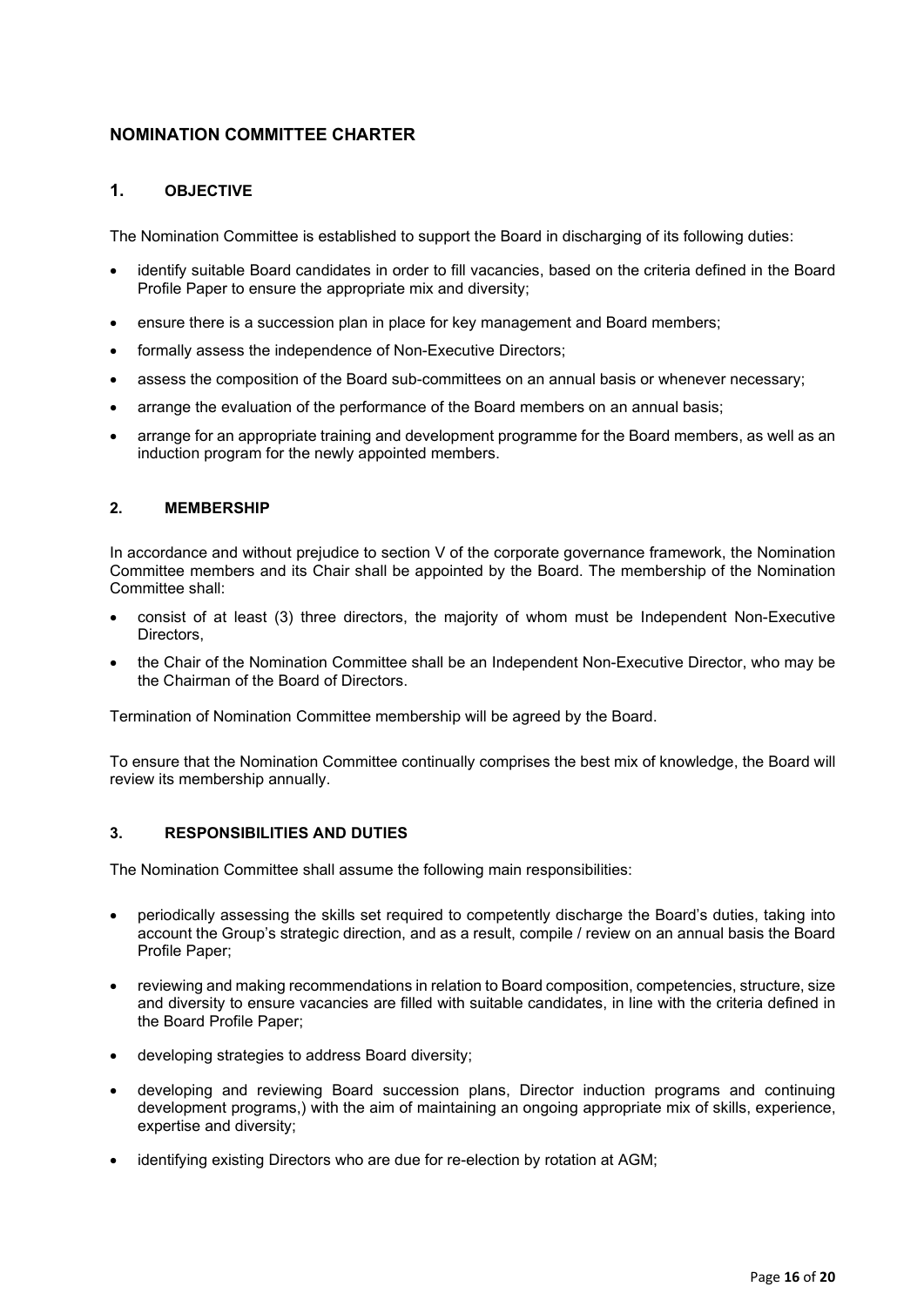## NOMINATION COMMITTEE CHARTER

### 1. OBJECTIVE

The Nomination Committee is established to support the Board in discharging of its following duties:

- identify suitable Board candidates in order to fill vacancies, based on the criteria defined in the Board Profile Paper to ensure the appropriate mix and diversity;
- ensure there is a succession plan in place for key management and Board members;
- formally assess the independence of Non-Executive Directors;
- assess the composition of the Board sub-committees on an annual basis or whenever necessary;
- arrange the evaluation of the performance of the Board members on an annual basis;
- arrange for an appropriate training and development programme for the Board members, as well as an induction program for the newly appointed members.

### 2. MEMBERSHIP

In accordance and without prejudice to section V of the corporate governance framework, the Nomination Committee members and its Chair shall be appointed by the Board. The membership of the Nomination Committee shall:

- consist of at least (3) three directors, the majority of whom must be Independent Non-Executive Directors,
- the Chair of the Nomination Committee shall be an Independent Non-Executive Director, who may be the Chairman of the Board of Directors.

Termination of Nomination Committee membership will be agreed by the Board.

To ensure that the Nomination Committee continually comprises the best mix of knowledge, the Board will review its membership annually.

### 3. RESPONSIBILITIES AND DUTIES

The Nomination Committee shall assume the following main responsibilities:

- periodically assessing the skills set required to competently discharge the Board's duties, taking into account the Group's strategic direction, and as a result, compile / review on an annual basis the Board Profile Paper;
- reviewing and making recommendations in relation to Board composition, competencies, structure, size and diversity to ensure vacancies are filled with suitable candidates, in line with the criteria defined in the Board Profile Paper;
- developing strategies to address Board diversity;
- developing and reviewing Board succession plans, Director induction programs and continuing development programs,) with the aim of maintaining an ongoing appropriate mix of skills, experience, expertise and diversity;
- identifying existing Directors who are due for re-election by rotation at AGM;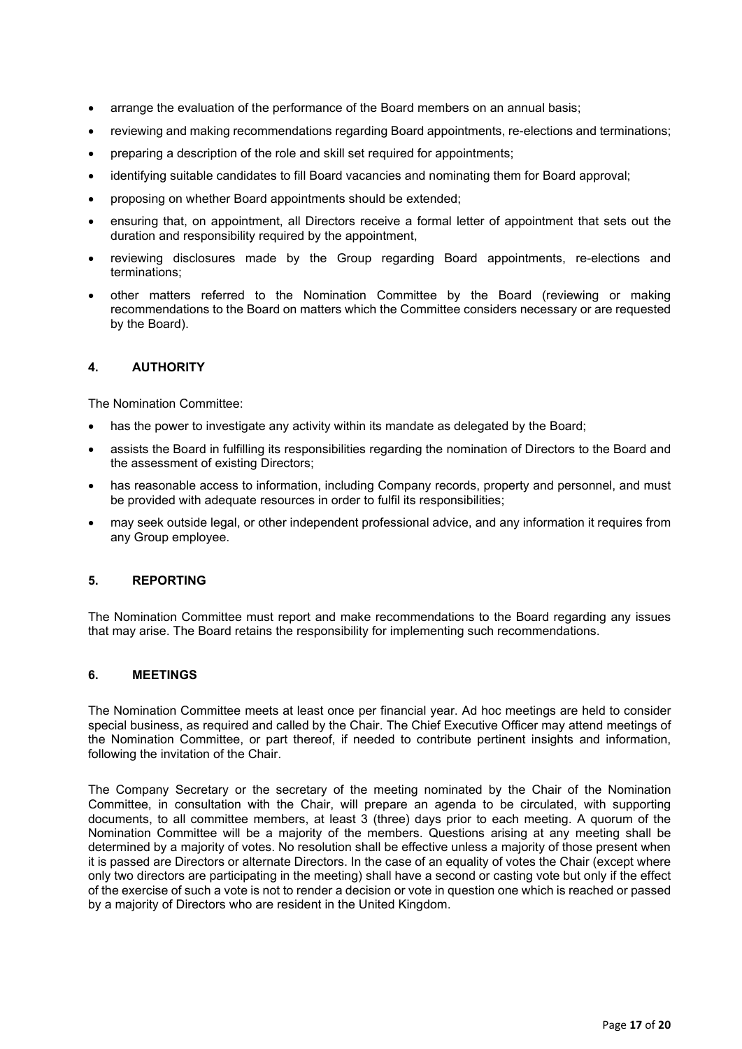- arrange the evaluation of the performance of the Board members on an annual basis;
- reviewing and making recommendations regarding Board appointments, re-elections and terminations;
- preparing a description of the role and skill set required for appointments;
- identifying suitable candidates to fill Board vacancies and nominating them for Board approval;
- proposing on whether Board appointments should be extended;
- ensuring that, on appointment, all Directors receive a formal letter of appointment that sets out the duration and responsibility required by the appointment,
- reviewing disclosures made by the Group regarding Board appointments, re-elections and terminations;
- other matters referred to the Nomination Committee by the Board (reviewing or making recommendations to the Board on matters which the Committee considers necessary or are requested by the Board).

## 4. AUTHORITY

The Nomination Committee:

- has the power to investigate any activity within its mandate as delegated by the Board;
- assists the Board in fulfilling its responsibilities regarding the nomination of Directors to the Board and the assessment of existing Directors;
- has reasonable access to information, including Company records, property and personnel, and must be provided with adequate resources in order to fulfil its responsibilities;
- may seek outside legal, or other independent professional advice, and any information it requires from any Group employee.

## 5. REPORTING

The Nomination Committee must report and make recommendations to the Board regarding any issues that may arise. The Board retains the responsibility for implementing such recommendations.

## 6. MEETINGS

The Nomination Committee meets at least once per financial year. Ad hoc meetings are held to consider special business, as required and called by the Chair. The Chief Executive Officer may attend meetings of the Nomination Committee, or part thereof, if needed to contribute pertinent insights and information, following the invitation of the Chair.

The Company Secretary or the secretary of the meeting nominated by the Chair of the Nomination Committee, in consultation with the Chair, will prepare an agenda to be circulated, with supporting documents, to all committee members, at least 3 (three) days prior to each meeting. A quorum of the Nomination Committee will be a majority of the members. Questions arising at any meeting shall be determined by a majority of votes. No resolution shall be effective unless a majority of those present when it is passed are Directors or alternate Directors. In the case of an equality of votes the Chair (except where only two directors are participating in the meeting) shall have a second or casting vote but only if the effect of the exercise of such a vote is not to render a decision or vote in question one which is reached or passed by a majority of Directors who are resident in the United Kingdom.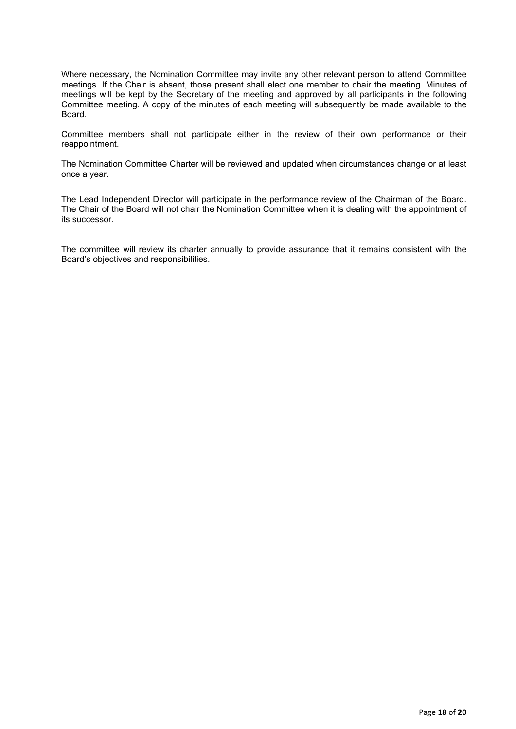Where necessary, the Nomination Committee may invite any other relevant person to attend Committee meetings. If the Chair is absent, those present shall elect one member to chair the meeting. Minutes of meetings will be kept by the Secretary of the meeting and approved by all participants in the following Committee meeting. A copy of the minutes of each meeting will subsequently be made available to the Board.

Committee members shall not participate either in the review of their own performance or their reappointment.

The Nomination Committee Charter will be reviewed and updated when circumstances change or at least once a year.

The Lead Independent Director will participate in the performance review of the Chairman of the Board. The Chair of the Board will not chair the Nomination Committee when it is dealing with the appointment of its successor.

The committee will review its charter annually to provide assurance that it remains consistent with the Board's objectives and responsibilities.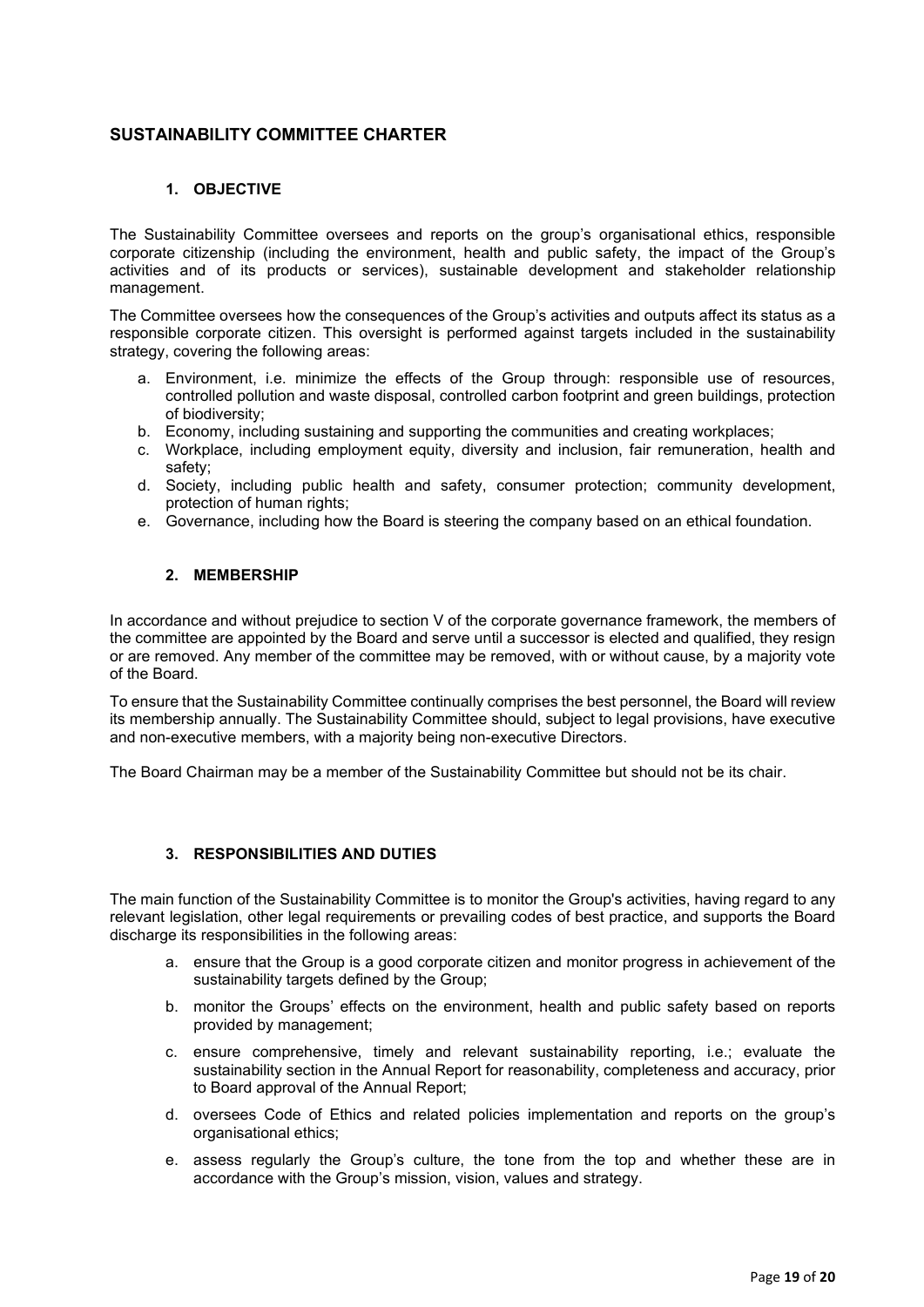# SUSTAINABILITY COMMITTEE CHARTER

## 1. OBJECTIVE

The Sustainability Committee oversees and reports on the group's organisational ethics, responsible corporate citizenship (including the environment, health and public safety, the impact of the Group's activities and of its products or services), sustainable development and stakeholder relationship management.

The Committee oversees how the consequences of the Group's activities and outputs affect its status as a responsible corporate citizen. This oversight is performed against targets included in the sustainability strategy, covering the following areas:

a. Environment, i.e. minimize the effects of the Group through: responsible use of resources, controlled pollution and waste disposal, controlled carbon footprint and green buildings, protection of biodiversity;
b. Economy, including sustaining and supporting the communities and creating workplaces;
c. Workplace, including employment equity, diversity and inclusion, fair remuneration, health and safety;
d. Society, including public health and safety, consumer protection; community development, protection of human rights;
e. Governance, including how the Board is steering the company based on an ethical foundation.

## 2. MEMBERSHIP

In accordance and without prejudice to section V of the corporate governance framework, the members of the committee are appointed by the Board and serve until a successor is elected and qualified, they resign or are removed. Any member of the committee may be removed, with or without cause, by a majority vote of the Board.

To ensure that the Sustainability Committee continually comprises the best personnel, the Board will review its membership annually. The Sustainability Committee should, subject to legal provisions, have executive and non-executive members, with a majority being non-executive Directors.

The Board Chairman may be a member of the Sustainability Committee but should not be its chair.

## 3. RESPONSIBILITIES AND DUTIES

The main function of the Sustainability Committee is to monitor the Group's activities, having regard to any relevant legislation, other legal requirements or prevailing codes of best practice, and supports the Board discharge its responsibilities in the following areas:

a. ensure that the Group is a good corporate citizen and monitor progress in achievement of the sustainability targets defined by the Group;

b. monitor the Groups' effects on the environment, health and public safety based on reports provided by management;

c. ensure comprehensive, timely and relevant sustainability reporting, i.e.; evaluate the sustainability section in the Annual Report for reasonability, completeness and accuracy, prior to Board approval of the Annual Report;

d. oversees Code of Ethics and related policies implementation and reports on the group's organisational ethics;

e. assess regularly the Group's culture, the tone from the top and whether these are in accordance with the Group's mission, vision, values and strategy.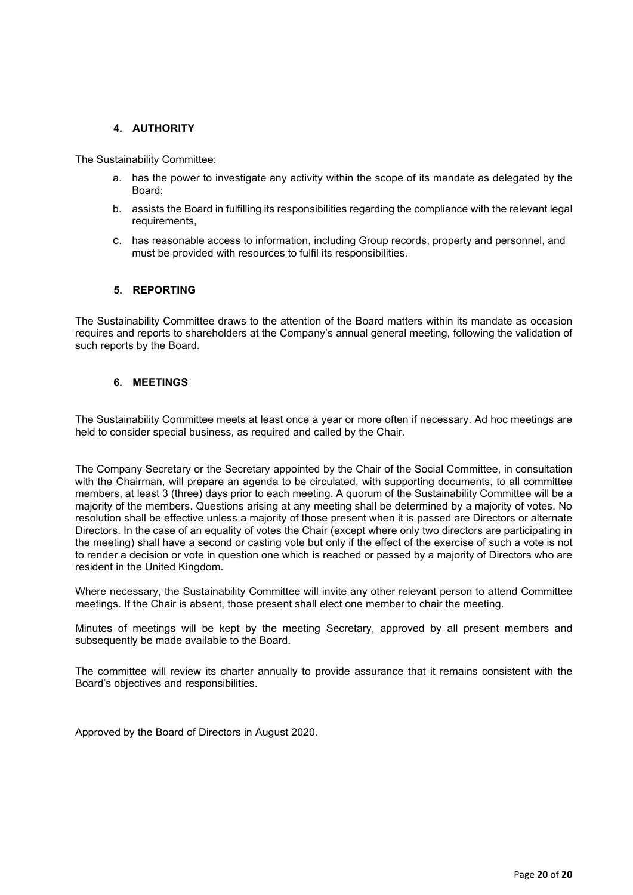## 4. AUTHORITY

The Sustainability Committee:

a. has the power to investigate any activity within the scope of its mandate as delegated by the Board;

b. assists the Board in fulfilling its responsibilities regarding the compliance with the relevant legal requirements,

c. has reasonable access to information, including Group records, property and personnel, and must be provided with resources to fulfil its responsibilities.

## 5. REPORTING

The Sustainability Committee draws to the attention of the Board matters within its mandate as occasion requires and reports to shareholders at the Company's annual general meeting, following the validation of such reports by the Board.

## 6. MEETINGS

The Sustainability Committee meets at least once a year or more often if necessary. Ad hoc meetings are held to consider special business, as required and called by the Chair.

The Company Secretary or the Secretary appointed by the Chair of the Social Committee, in consultation with the Chairman, will prepare an agenda to be circulated, with supporting documents, to all committee members, at least 3 (three) days prior to each meeting. A quorum of the Sustainability Committee will be a majority of the members. Questions arising at any meeting shall be determined by a majority of votes. No resolution shall be effective unless a majority of those present when it is passed are Directors or alternate Directors. In the case of an equality of votes the Chair (except where only two directors are participating in the meeting) shall have a second or casting vote but only if the effect of the exercise of such a vote is not to render a decision or vote in question one which is reached or passed by a majority of Directors who are resident in the United Kingdom.

Where necessary, the Sustainability Committee will invite any other relevant person to attend Committee meetings. If the Chair is absent, those present shall elect one member to chair the meeting.

Minutes of meetings will be kept by the meeting Secretary, approved by all present members and subsequently be made available to the Board.

The committee will review its charter annually to provide assurance that it remains consistent with the Board's objectives and responsibilities.

Approved by the Board of Directors in August 2020.